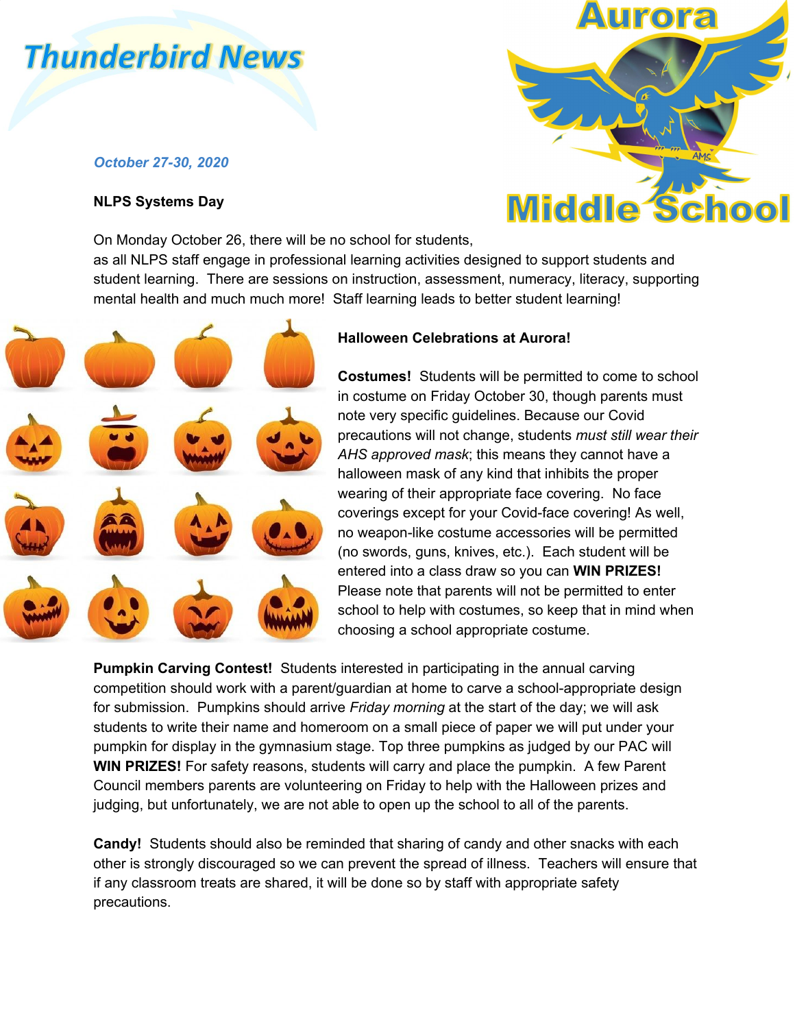# Thunderbird News

**Aurora Middle School**

*October 27-30, 2020*

**NLPS Systems Day**

On Monday October 26, there will be no school for students, as all NLPS staff engage in professional learning activities designed to support students and student learning. There are sessions on instruction, assessment, numeracy, literacy, supporting mental health and much much more! Staff learning leads to better student learning!

**Halloween Celebrations at Aurora!**

**Costumes!** Students will be permitted to come to school in costume on Friday October 30, though parents must note very specific guidelines. Because our Covid precautions will not change, students *must still wear their AHS approved mask*; this means they cannot have a halloween mask of any kind that inhibits the proper wearing of their appropriate face covering. No face coverings except for your Covid-face covering! As well, no weapon-like costume accessories will be permitted (no swords, guns, knives, etc.). Each student will be entered into a class draw so you can **WIN PRIZES!** Please note that parents will not be permitted to enter school to help with costumes, so keep that in mind when choosing a school appropriate costume.

**Pumpkin Carving Contest!** Students interested in participating in the annual carving competition should work with a parent/guardian at home to carve a school-appropriate design for submission. Pumpkins should arrive *Friday morning* at the start of the day; we will ask students to write their name and homeroom on a small piece of paper we will put under your pumpkin for display in the gymnasium stage. Top three pumpkins as judged by our PAC will **WIN PRIZES!** For safety reasons, students will carry and place the pumpkin. A few Parent Council members parents are volunteering on Friday to help with the Halloween prizes and judging, but unfortunately, we are not able to open up the school to all of the parents.

**Candy!** Students should also be reminded that sharing of candy and other snacks with each other is strongly discouraged so we can prevent the spread of illness. Teachers will ensure that if any classroom treats are shared, it will be done so by staff with appropriate safety precautions.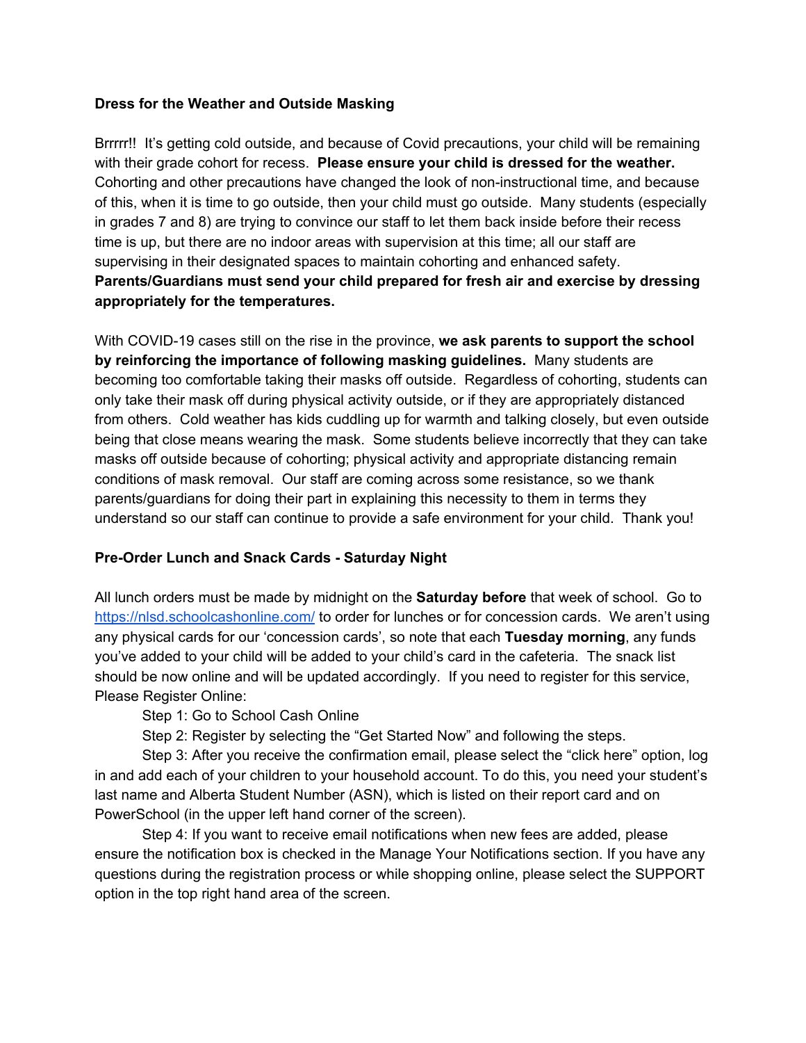**Dress for the Weather and Outside Masking**

Brrrrr!! It's getting cold outside, and because of Covid precautions, your child will be remaining with their grade cohort for recess. **Please ensure your child is dressed for the weather.** Cohorting and other precautions have changed the look of non-instructional time, and because of this, when it is time to go outside, then your child must go outside. Many students (especially in grades 7 and 8) are trying to convince our staff to let them back inside before their recess time is up, but there are no indoor areas with supervision at this time; all our staff are supervising in their designated spaces to maintain cohorting and enhanced safety. **Parents/Guardians must send your child prepared for fresh air and exercise by dressing appropriately for the temperatures.**

With COVID-19 cases still on the rise in the province, **we ask parents to support the school by reinforcing the importance of following masking guidelines.** Many students are becoming too comfortable taking their masks off outside. Regardless of cohorting, students can only take their mask off during physical activity outside, or if they are appropriately distanced from others. Cold weather has kids cuddling up for warmth and talking closely, but even outside being that close means wearing the mask. Some students believe incorrectly that they can take masks off outside because of cohorting; physical activity and appropriate distancing remain conditions of mask removal. Our staff are coming across some resistance, so we thank parents/guardians for doing their part in explaining this necessity to them in terms they understand so our staff can continue to provide a safe environment for your child. Thank you!

**Pre-Order Lunch and Snack Cards - Saturday Night**

All lunch orders must be made by midnight on the **Saturday before** that week of school. Go to https://nlsd.schoolcashonline.com/ to order for lunches or for concession cards. We aren't using any physical cards for our 'concession cards', so note that each **Tuesday morning**, any funds you've added to your child will be added to your child's card in the cafeteria. The snack list should be now online and will be updated accordingly. If you need to register for this service, Please Register Online:

Step 1: Go to School Cash Online

Step 2: Register by selecting the "Get Started Now" and following the steps.

Step 3: After you receive the confirmation email, please select the "click here" option, log in and add each of your children to your household account. To do this, you need your student's last name and Alberta Student Number (ASN), which is listed on their report card and on PowerSchool (in the upper left hand corner of the screen).

Step 4: If you want to receive email notifications when new fees are added, please ensure the notification box is checked in the Manage Your Notifications section. If you have any questions during the registration process or while shopping online, please select the SUPPORT option in the top right hand area of the screen.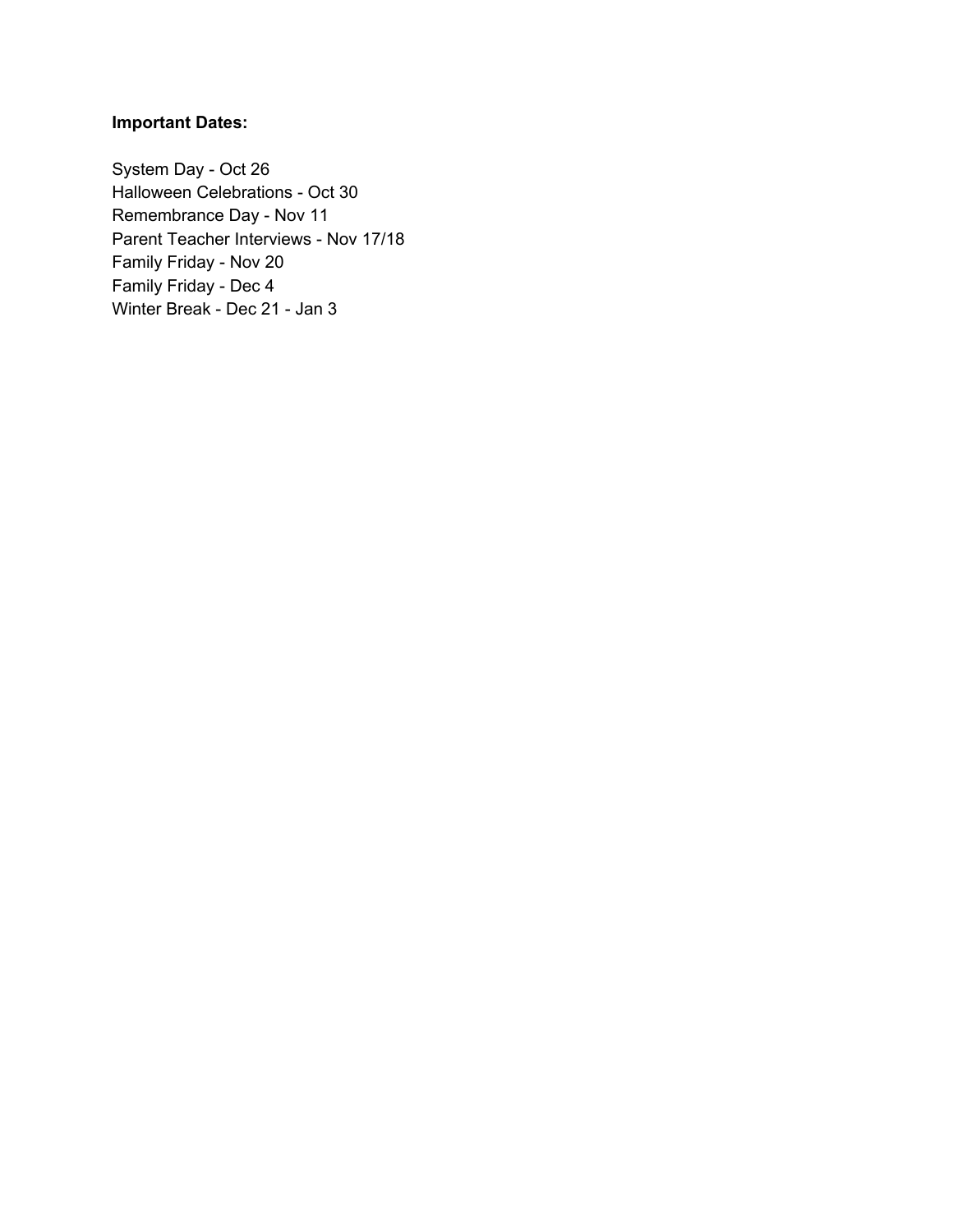**Important Dates:**

System Day - Oct 26
Halloween Celebrations - Oct 30
Remembrance Day - Nov 11
Parent Teacher Interviews - Nov 17/18
Family Friday - Nov 20
Family Friday - Dec 4
Winter Break - Dec 21 - Jan 3